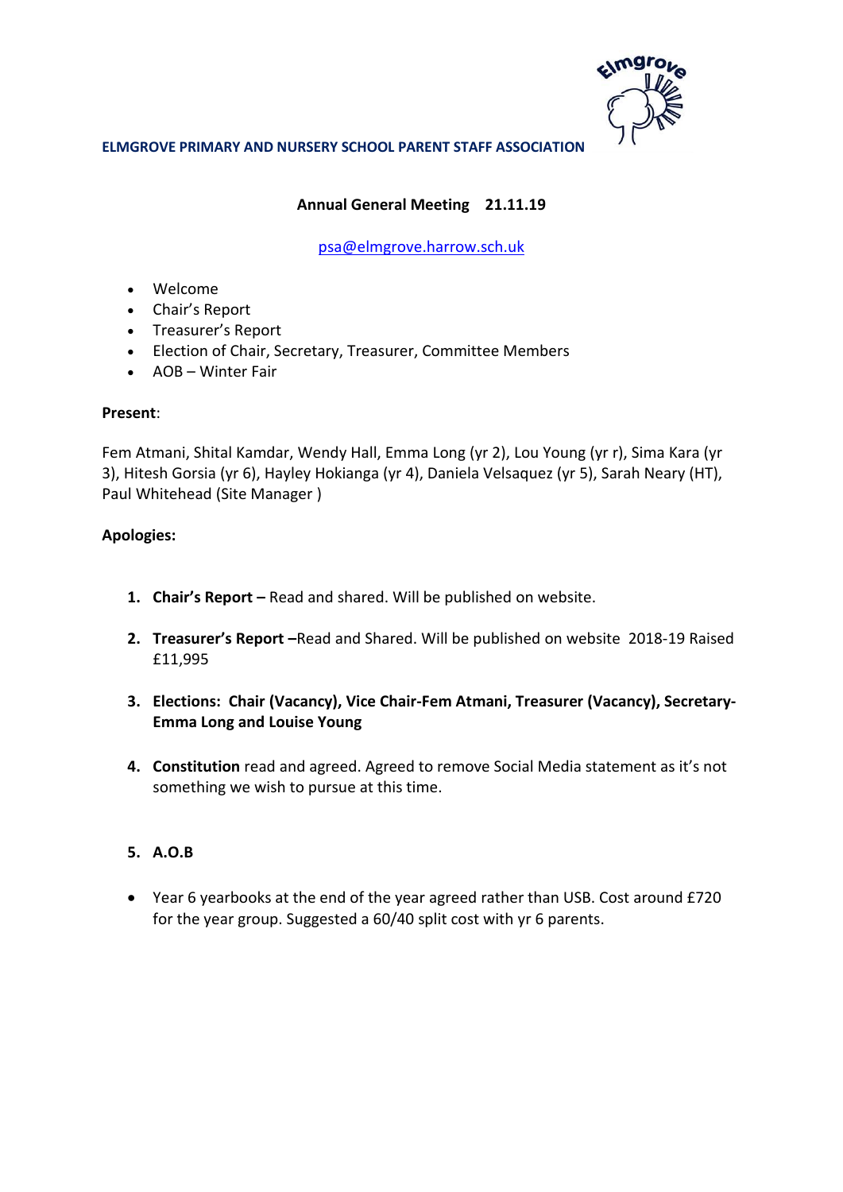**ELMGROVE PRIMARY AND NURSERY SCHOOL PARENT STAFF ASSOCIATION**

**Annual General Meeting 21.11.19**

psa@elmgrove.harrow.sch.uk

- Welcome
- Chair's Report
- Treasurer's Report
- Election of Chair, Secretary, Treasurer, Committee Members
- AOB – Winter Fair

**Present**:

Fem Atmani, Shital Kamdar, Wendy Hall, Emma Long (yr 2), Lou Young (yr r), Sima Kara (yr 3), Hitesh Gorsia (yr 6), Hayley Hokianga (yr 4), Daniela Velsaquez (yr 5), Sarah Neary (HT), Paul Whitehead (Site Manager )

**Apologies:**

1. **Chair's Report –** Read and shared. Will be published on website.
2. **Treasurer's Report –**Read and Shared. Will be published on website 2018-19 Raised £11,995
3. **Elections: Chair (Vacancy), Vice Chair-Fem Atmani, Treasurer (Vacancy), Secretary-Emma Long and Louise Young**
4. **Constitution** read and agreed. Agreed to remove Social Media statement as it's not something we wish to pursue at this time.
5. **A.O.B**

- Year 6 yearbooks at the end of the year agreed rather than USB. Cost around £720 for the year group. Suggested a 60/40 split cost with yr 6 parents.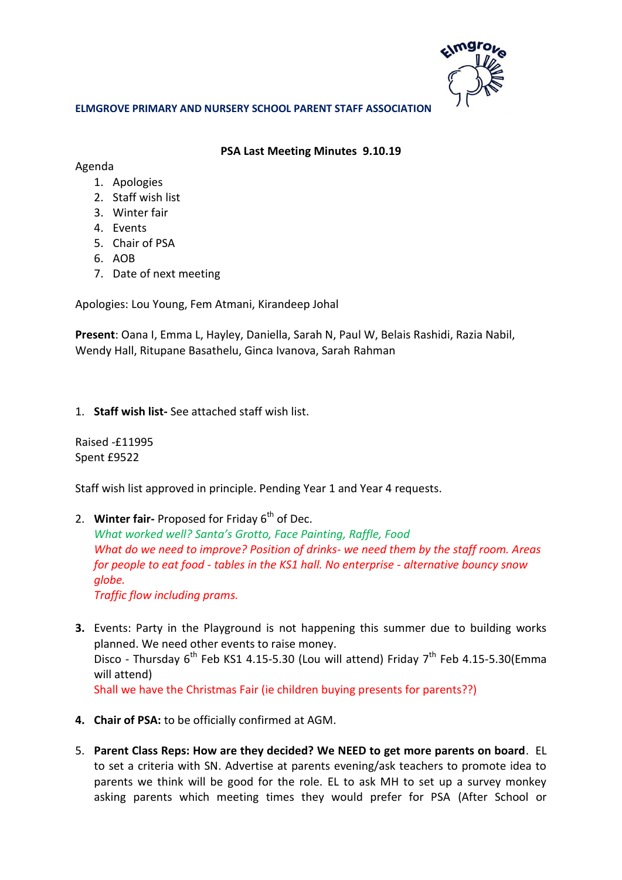**ELMGROVE PRIMARY AND NURSERY SCHOOL PARENT STAFF ASSOCIATION**

**PSA Last Meeting Minutes 9.10.19**

Agenda

1. Apologies
2. Staff wish list
3. Winter fair
4. Events
5. Chair of PSA
6. AOB
7. Date of next meeting

Apologies: Lou Young, Fem Atmani, Kirandeep Johal

**Present**: Oana I, Emma L, Hayley, Daniella, Sarah N, Paul W, Belais Rashidi, Razia Nabil, Wendy Hall, Ritupane Basathelu, Ginca Ivanova, Sarah Rahman

1. **Staff wish list-** See attached staff wish list.

Raised -£11995
Spent £9522

Staff wish list approved in principle. Pending Year 1 and Year 4 requests.

2. **Winter fair-** Proposed for Friday 6th of Dec.
   *What worked well? Santa's Grotto, Face Painting, Raffle, Food*
   *What do we need to improve? Position of drinks- we need them by the staff room. Areas for people to eat food - tables in the KS1 hall. No enterprise - alternative bouncy snow globe.*
   *Traffic flow including prams.*

3. Events: Party in the Playground is not happening this summer due to building works planned. We need other events to raise money.
   Disco - Thursday 6th Feb KS1 4.15-5.30 (Lou will attend) Friday 7th Feb 4.15-5.30(Emma will attend)
   Shall we have the Christmas Fair (ie children buying presents for parents??)

4. **Chair of PSA:** to be officially confirmed at AGM.

5. **Parent Class Reps: How are they decided? We NEED to get more parents on board**. EL to set a criteria with SN. Advertise at parents evening/ask teachers to promote idea to parents we think will be good for the role. EL to ask MH to set up a survey monkey asking parents which meeting times they would prefer for PSA (After School or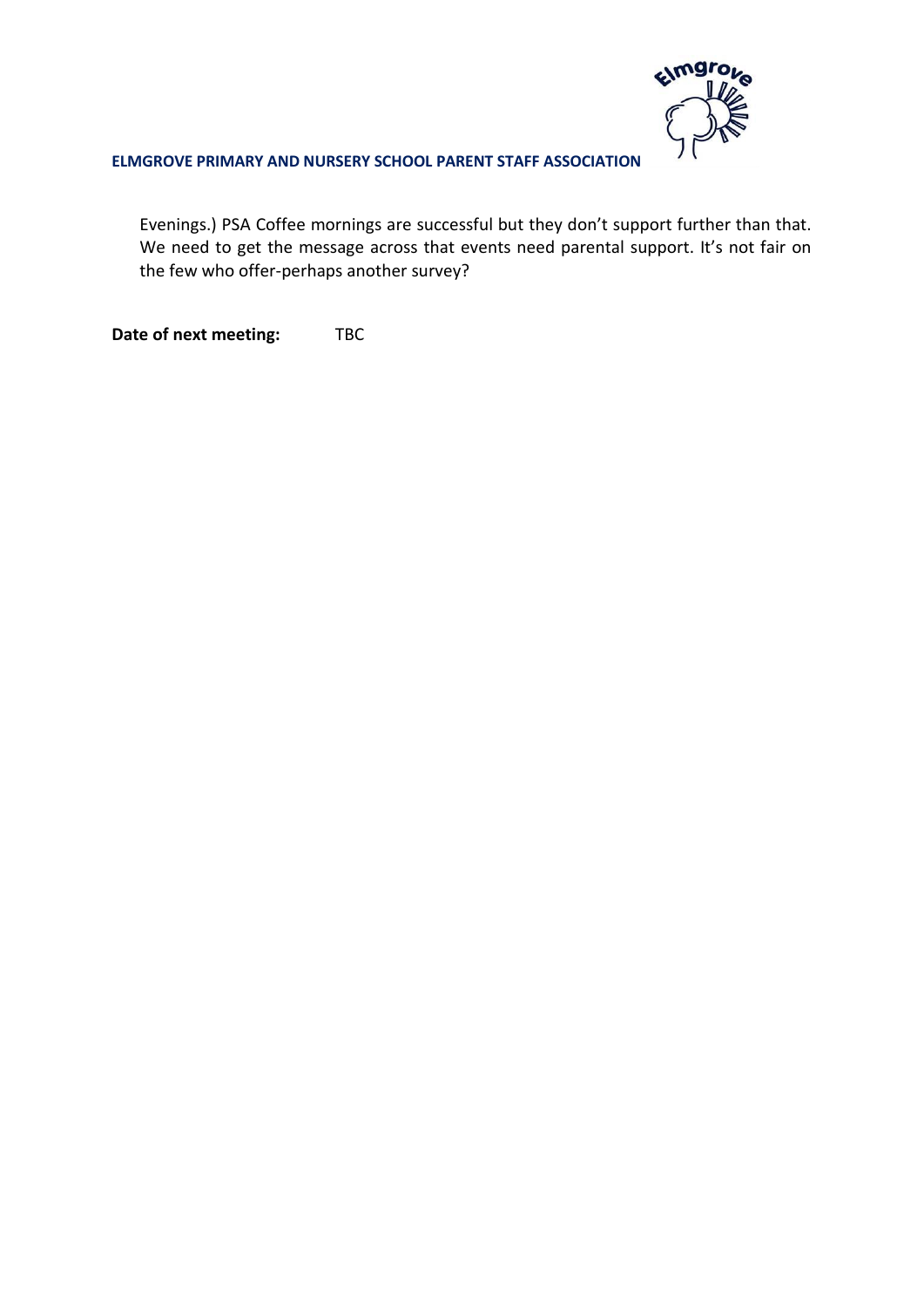Evenings.) PSA Coffee mornings are successful but they don't support further than that. We need to get the message across that events need parental support. It's not fair on the few who offer-perhaps another survey?

**Date of next meeting:** TBC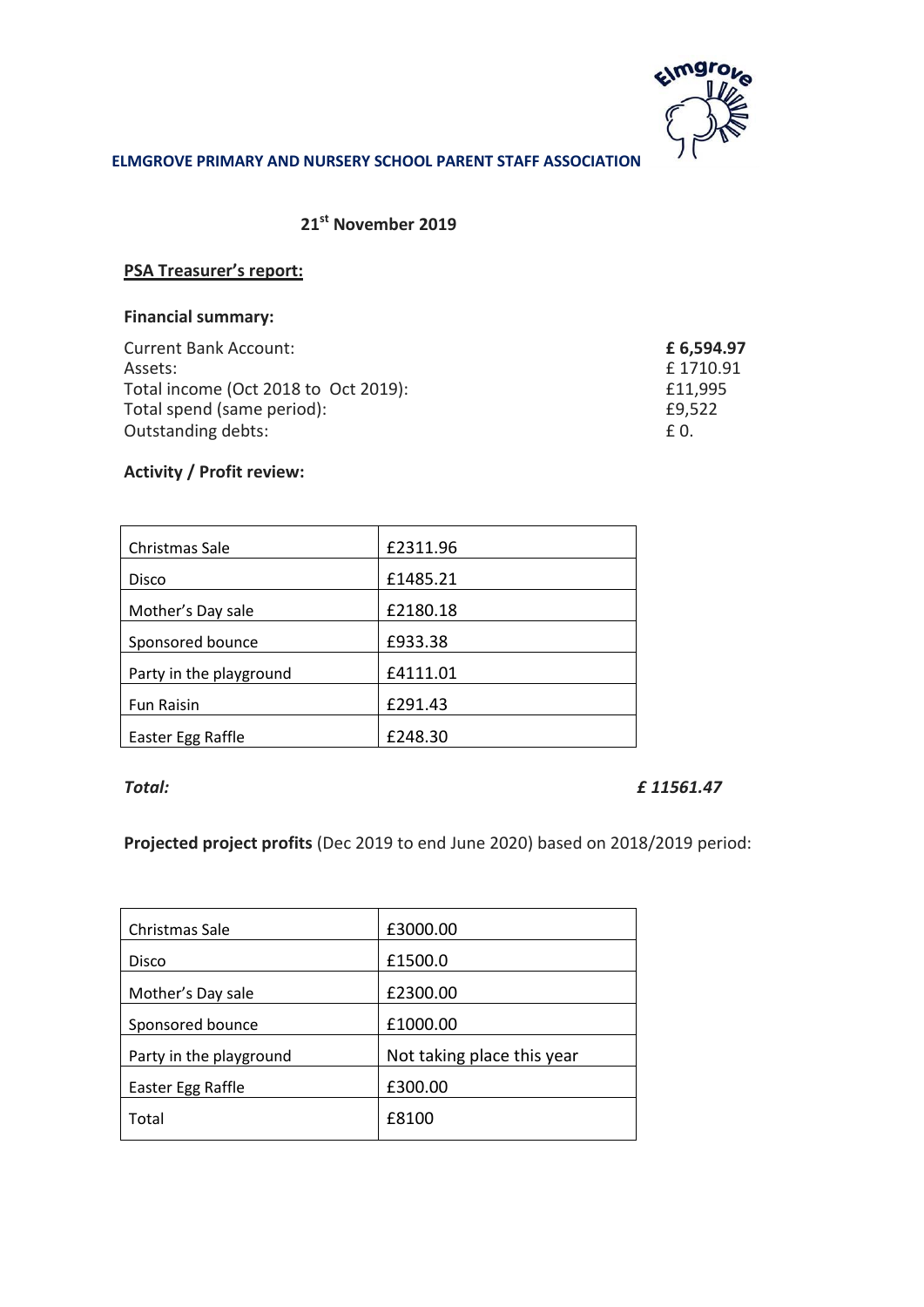**ELMGROVE PRIMARY AND NURSERY SCHOOL PARENT STAFF ASSOCIATION**

**21st November 2019**

## PSA Treasurer's report:

**Financial summary:**

| | |
|---|---|
| Current Bank Account: | **£ 6,594.97** |
| Assets: | £ 1710.91 |
| Total income (Oct 2018 to Oct 2019): | £11,995 |
| Total spend (same period): | £9,522 |
| Outstanding debts: | £ 0. |

**Activity / Profit review:**

| | |
|---|---|
| Christmas Sale | £2311.96 |
| Disco | £1485.21 |
| Mother's Day sale | £2180.18 |
| Sponsored bounce | £933.38 |
| Party in the playground | £4111.01 |
| Fun Raisin | £291.43 |
| Easter Egg Raffle | £248.30 |

***Total:*** ***£ 11561.47***

**Projected project profits** (Dec 2019 to end June 2020) based on 2018/2019 period:

| | |
|---|---|
| Christmas Sale | £3000.00 |
| Disco | £1500.0 |
| Mother's Day sale | £2300.00 |
| Sponsored bounce | £1000.00 |
| Party in the playground | Not taking place this year |
| Easter Egg Raffle | £300.00 |
| Total | £8100 |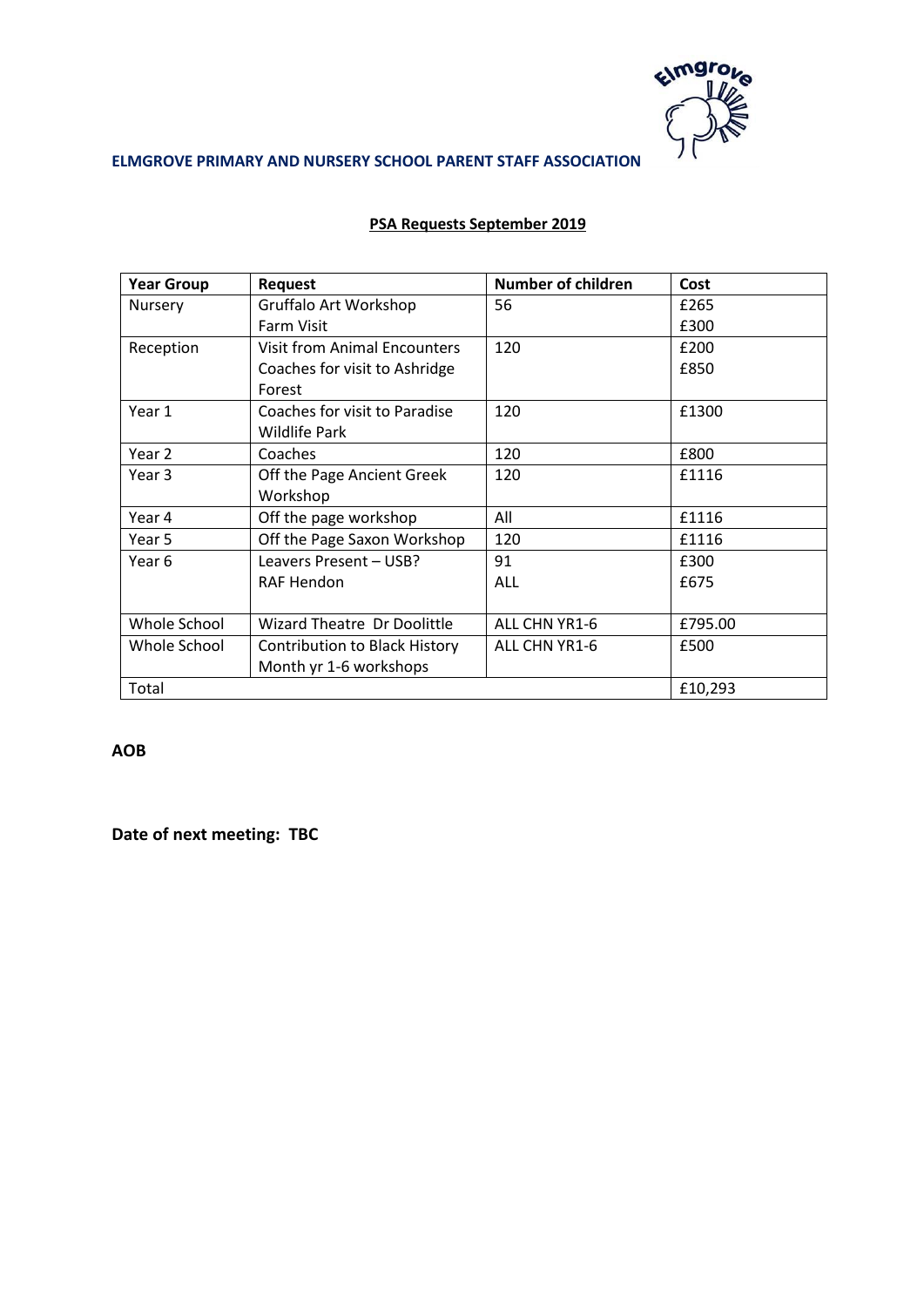**ELMGROVE PRIMARY AND NURSERY SCHOOL PARENT STAFF ASSOCIATION**

**PSA Requests September 2019**

| Year Group | Request | Number of children | Cost |
|---|---|---|---|
| Nursery | Gruffalo Art Workshop<br>Farm Visit | 56 | £265<br>£300 |
| Reception | Visit from Animal Encounters<br>Coaches for visit to Ashridge Forest | 120 | £200<br>£850 |
| Year 1 | Coaches for visit to Paradise Wildlife Park | 120 | £1300 |
| Year 2 | Coaches | 120 | £800 |
| Year 3 | Off the Page Ancient Greek Workshop | 120 | £1116 |
| Year 4 | Off the page workshop | All | £1116 |
| Year 5 | Off the Page Saxon Workshop | 120 | £1116 |
| Year 6 | Leavers Present – USB?<br>RAF Hendon | 91<br>ALL | £300<br>£675 |
| Whole School | Wizard Theatre Dr Doolittle | ALL CHN YR1-6 | £795.00 |
| Whole School | Contribution to Black History Month yr 1-6 workshops | ALL CHN YR1-6 | £500 |
| Total | | | £10,293 |

**AOB**

**Date of next meeting: TBC**